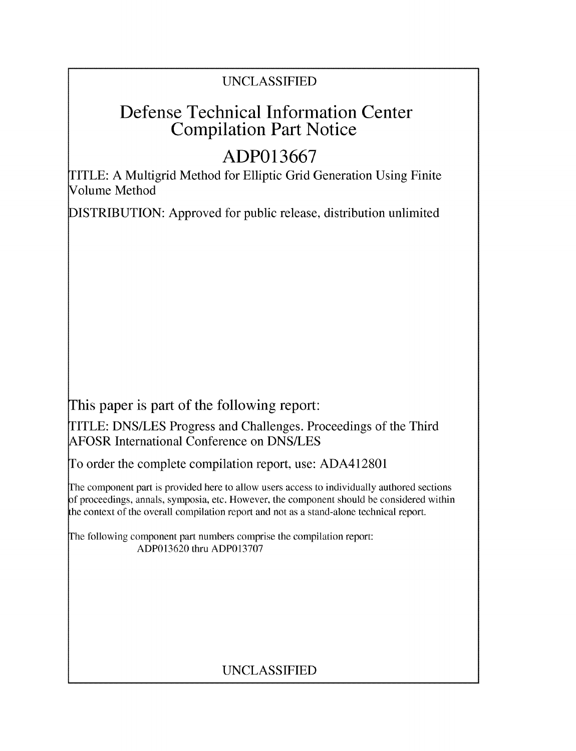UNCLASSIFIED

# Defense Technical Information Center Compilation Part Notice

## ADP013667

TITLE: A Multigrid Method for Elliptic Grid Generation Using Finite Volume Method

DISTRIBUTION: Approved for public release, distribution unlimited

This paper is part of the following report:

TITLE: DNS/LES Progress and Challenges. Proceedings of the Third AFOSR International Conference on DNS/LES

To order the complete compilation report, use: ADA412801

The component part is provided here to allow users access to individually authored sections of proceedings, annals, symposia, etc. However, the component should be considered within the context of the overall compilation report and not as a stand-alone technical report.

The following component part numbers comprise the compilation report: ADP013620 thru ADP013707

UNCLASSIFIED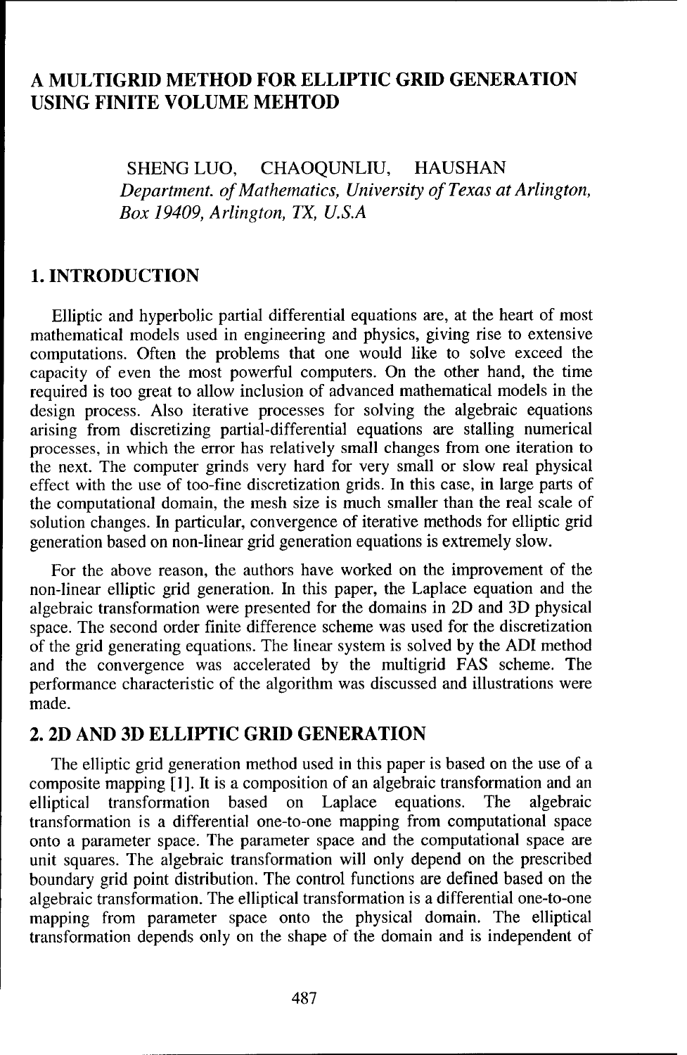# A MULTIGRID METHOD FOR ELLIPTIC GRID GENERATION USING FINITE VOLUME MEHTOD

SHENG LUO, CHAOQUNLIU, HAUSHAN

*Department. of Mathematics, University of Texas at Arlington, Box 19409, Arlington, TX, U.S.A*

## 1. INTRODUCTION

Elliptic and hyperbolic partial differential equations are, at the heart of most mathematical models used in engineering and physics, giving rise to extensive computations. Often the problems that one would like to solve exceed the capacity of even the most powerful computers. On the other hand, the time required is too great to allow inclusion of advanced mathematical models in the design process. Also iterative processes for solving the algebraic equations arising from discretizing partial-differential equations are stalling numerical processes, in which the error has relatively small changes from one iteration to the next. The computer grinds very hard for very small or slow real physical effect with the use of too-fine discretization grids. In this case, in large parts of the computational domain, the mesh size is much smaller than the real scale of solution changes. In particular, convergence of iterative methods for elliptic grid generation based on non-linear grid generation equations is extremely slow.

For the above reason, the authors have worked on the improvement of the non-linear elliptic grid generation. In this paper, the Laplace equation and the algebraic transformation were presented for the domains in 2D and 3D physical space. The second order finite difference scheme was used for the discretization of the grid generating equations. The linear system is solved by the ADI method and the convergence was accelerated by the multigrid FAS scheme. The performance characteristic of the algorithm was discussed and illustrations were made.

## 2. 2D AND 3D ELLIPTIC GRID GENERATION

The elliptic grid generation method used in this paper is based on the use of a composite mapping [1]. It is a composition of an algebraic transformation and an elliptical transformation based on Laplace equations. The algebraic transformation is a differential one-to-one mapping from computational space onto a parameter space. The parameter space and the computational space are unit squares. The algebraic transformation will only depend on the prescribed boundary grid point distribution. The control functions are defined based on the algebraic transformation. The elliptical transformation is a differential one-to-one mapping from parameter space onto the physical domain. The elliptical transformation depends only on the shape of the domain and is independent of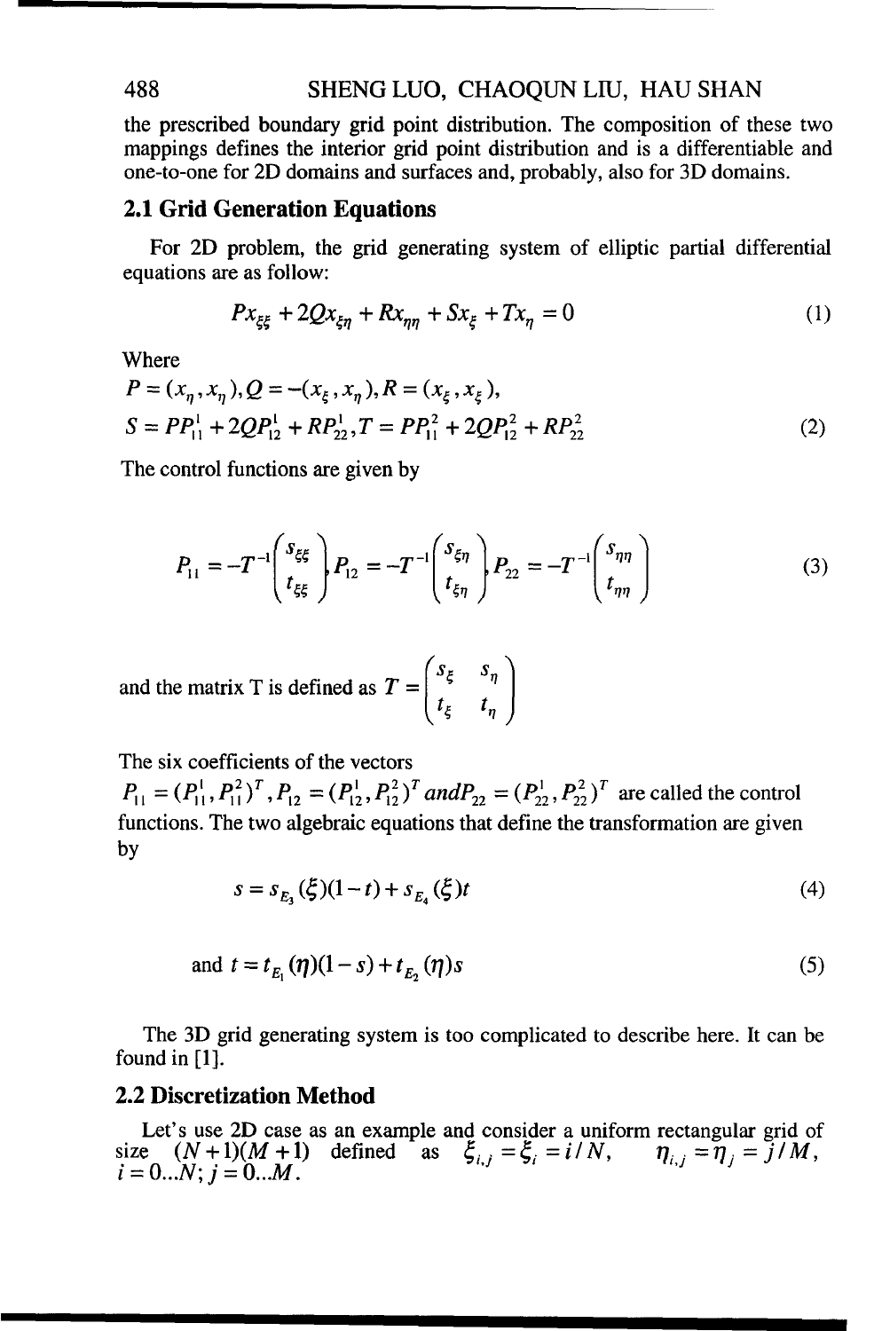the prescribed boundary grid point distribution. The composition of these two mappings defines the interior grid point distribution and is a differentiable and one-to-one for 2D domains and surfaces and, probably, also for 3D domains.

## 2.1 Grid Generation Equations

For 2D problem, the grid generating system of elliptic partial differential equations are as follow:

$$Px_{\xi\xi} + 2Qx_{\xi\eta} + Rx_{\eta\eta} + Sx_{\xi} + Tx_{\eta} = 0 \tag{1}$$

Where

$$P = (x_{\eta}, x_{\eta}), Q = -(x_{\xi}, x_{\eta}), R = (x_{\xi}, x_{\xi}),$$
$$S = PP_{11}^{1} + 2QP_{12}^{1} + RP_{22}^{1}, T = PP_{11}^{2} + 2QP_{12}^{2} + RP_{22}^{2} \tag{2}$$

The control functions are given by

$$P_{11} = -T^{-1}\begin{pmatrix} s_{\xi\xi} \\ t_{\xi\xi} \end{pmatrix}, P_{12} = -T^{-1}\begin{pmatrix} s_{\xi\eta} \\ t_{\xi\eta} \end{pmatrix}, P_{22} = -T^{-1}\begin{pmatrix} s_{\eta\eta} \\ t_{\eta\eta} \end{pmatrix} \tag{3}$$

and the matrix T is defined as $T = \begin{pmatrix} s_{\xi} & s_{\eta} \\ t_{\xi} & t_{\eta} \end{pmatrix}$

The six coefficients of the vectors $P_{11} = (P_{11}^{1}, P_{11}^{2})^{T}, P_{12} = (P_{12}^{1}, P_{12}^{2})^{T}$ and $P_{22} = (P_{22}^{1}, P_{22}^{2})^{T}$ are called the control functions. The two algebraic equations that define the transformation are given by

$$s = s_{E_3}(\xi)(1-t) + s_{E_4}(\xi)t \tag{4}$$

$$\text{and } t = t_{E_1}(\eta)(1-s) + t_{E_2}(\eta)s \tag{5}$$

The 3D grid generating system is too complicated to describe here. It can be found in [1].

## 2.2 Discretization Method

Let's use 2D case as an example and consider a uniform rectangular grid of size $(N+1)(M+1)$ defined as $\xi_{i,j} = \xi_i = i/N$, $\eta_{i,j} = \eta_j = j/M$, $i = 0...N; j = 0...M$.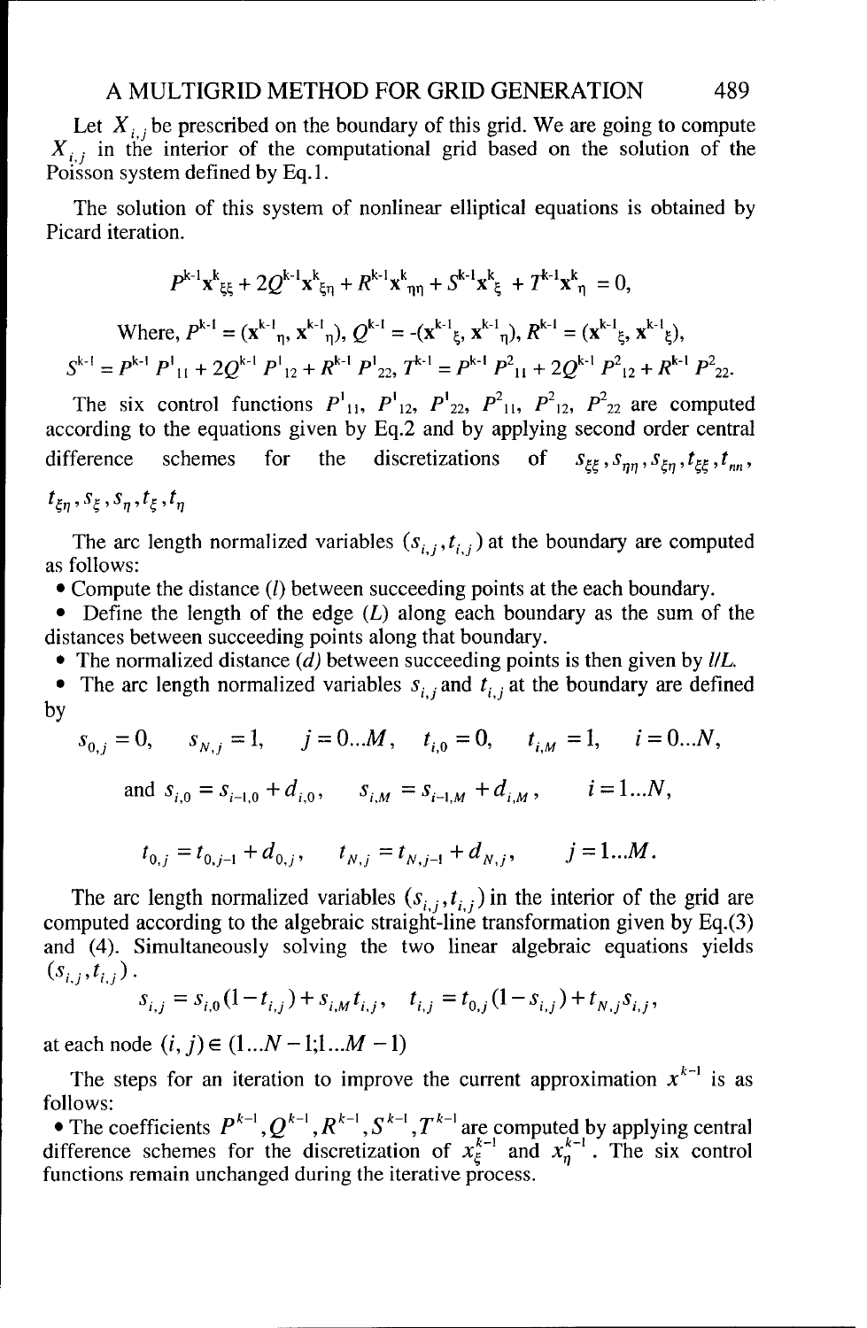Let $X_{i,j}$ be prescribed on the boundary of this grid. We are going to compute $X_{i,j}$ in the interior of the computational grid based on the solution of the Poisson system defined by Eq.1.

The solution of this system of nonlinear elliptical equations is obtained by Picard iteration.

$$P^{k-1}\mathbf{x}^{k}_{\xi\xi} + 2Q^{k-1}\mathbf{x}^{k}_{\xi\eta} + R^{k-1}\mathbf{x}^{k}_{\eta\eta} + S^{k-1}\mathbf{x}^{k}_{\xi} + T^{k-1}\mathbf{x}^{k}_{\eta} = 0,$$

$$\text{Where, } P^{k-1} = (\mathbf{x}^{k-1}_{\eta}, \mathbf{x}^{k-1}_{\eta}),\ Q^{k-1} = -(\mathbf{x}^{k-1}_{\xi}, \mathbf{x}^{k-1}_{\eta}),\ R^{k-1} = (\mathbf{x}^{k-1}_{\xi}, \mathbf{x}^{k-1}_{\xi}),$$

$$S^{k-1} = P^{k-1}P^{1}_{11} + 2Q^{k-1}P^{1}_{12} + R^{k-1}P^{1}_{22},\ T^{k-1} = P^{k-1}P^{2}_{11} + 2Q^{k-1}P^{2}_{12} + R^{k-1}P^{2}_{22}.$$

The six control functions $P^{1}_{11}$, $P^{1}_{12}$, $P^{1}_{22}$, $P^{2}_{11}$, $P^{2}_{12}$, $P^{2}_{22}$ are computed according to the equations given by Eq.2 and by applying second order central difference schemes for the discretizations of $s_{\xi\xi}, s_{\eta\eta}, s_{\xi\eta}, t_{\xi\xi}, t_{nn}, t_{\xi\eta}, s_{\xi}, s_{\eta}, t_{\xi}, t_{\eta}$

The arc length normalized variables $(s_{i,j}, t_{i,j})$ at the boundary are computed as follows:

- Compute the distance $(l)$ between succeeding points at the each boundary.
- Define the length of the edge $(L)$ along each boundary as the sum of the distances between succeeding points along that boundary.
- The normalized distance $(d)$ between succeeding points is then given by $l/L$.
- The arc length normalized variables $s_{i,j}$ and $t_{i,j}$ at the boundary are defined by

$$s_{0,j} = 0, \quad s_{N,j} = 1, \quad j = 0 \ldots M, \quad t_{i,0} = 0, \quad t_{i,M} = 1, \quad i = 0 \ldots N,$$

$$\text{and } s_{i,0} = s_{i-1,0} + d_{i,0}, \quad s_{i,M} = s_{i-1,M} + d_{i,M}, \quad i = 1 \ldots N,$$

$$t_{0,j} = t_{0,j-1} + d_{0,j}, \quad t_{N,j} = t_{N,j-1} + d_{N,j}, \quad j = 1 \ldots M.$$

The arc length normalized variables $(s_{i,j}, t_{i,j})$ in the interior of the grid are computed according to the algebraic straight-line transformation given by Eq.(3) and (4). Simultaneously solving the two linear algebraic equations yields $(s_{i,j}, t_{i,j})$.

$$s_{i,j} = s_{i,0}(1 - t_{i,j}) + s_{i,M}t_{i,j}, \quad t_{i,j} = t_{0,j}(1 - s_{i,j}) + t_{N,j}s_{i,j},$$

at each node $(i, j) \in (1 \ldots N-1; 1 \ldots M-1)$

The steps for an iteration to improve the current approximation $x^{k-1}$ is as follows:

- The coefficients $P^{k-1}, Q^{k-1}, R^{k-1}, S^{k-1}, T^{k-1}$ are computed by applying central difference schemes for the discretization of $x^{k-1}_{\xi}$ and $x^{k-1}_{\eta}$. The six control functions remain unchanged during the iterative process.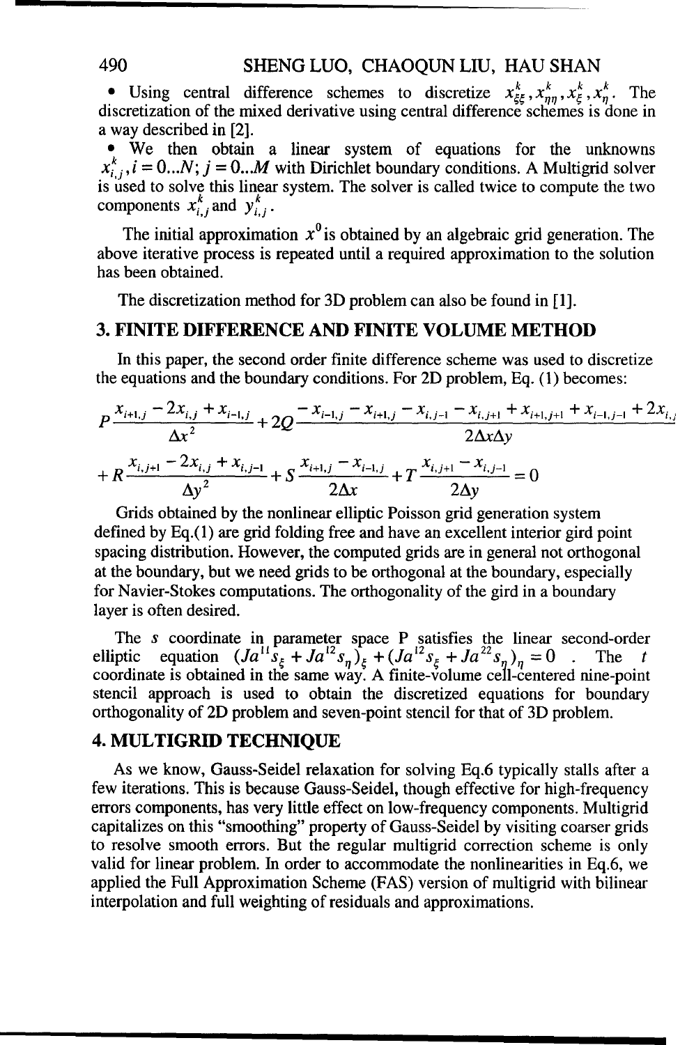- Using central difference schemes to discretize $x_{\xi\xi}^k, x_{\eta\eta}^k, x_{\xi}^k, x_{\eta}^k$. The discretization of the mixed derivative using central difference schemes is done in a way described in [2].
- We then obtain a linear system of equations for the unknowns $x_{i,j}^k, i = 0...N; j = 0...M$ with Dirichlet boundary conditions. A Multigrid solver is used to solve this linear system. The solver is called twice to compute the two components $x_{i,j}^k$ and $y_{i,j}^k$.

The initial approximation $x^0$ is obtained by an algebraic grid generation. The above iterative process is repeated until a required approximation to the solution has been obtained.

The discretization method for 3D problem can also be found in [1].

## 3. FINITE DIFFERENCE AND FINITE VOLUME METHOD

In this paper, the second order finite difference scheme was used to discretize the equations and the boundary conditions. For 2D problem, Eq. (1) becomes:

$$P\frac{x_{i+1,j}-2x_{i,j}+x_{i-1,j}}{\Delta x^2}+2Q\frac{-x_{i-1,j}-x_{i+1,j}-x_{i,j-1}-x_{i,j+1}+x_{i+1,j+1}+x_{i-1,j-1}+2x_{i,j}}{2\Delta x\Delta y}$$

$$+R\frac{x_{i,j+1}-2x_{i,j}+x_{i,j-1}}{\Delta y^2}+S\frac{x_{i+1,j}-x_{i-1,j}}{2\Delta x}+T\frac{x_{i,j+1}-x_{i,j-1}}{2\Delta y}=0$$

Grids obtained by the nonlinear elliptic Poisson grid generation system defined by Eq.(1) are grid folding free and have an excellent interior gird point spacing distribution. However, the computed grids are in general not orthogonal at the boundary, but we need grids to be orthogonal at the boundary, especially for Navier-Stokes computations. The orthogonality of the gird in a boundary layer is often desired.

The $s$ coordinate in parameter space P satisfies the linear second-order elliptic equation $(Ja^{11}s_{\xi}+Ja^{12}s_{\eta})_{\xi}+(Ja^{12}s_{\xi}+Ja^{22}s_{\eta})_{\eta}=0$ . The $t$ coordinate is obtained in the same way. A finite-volume cell-centered nine-point stencil approach is used to obtain the discretized equations for boundary orthogonality of 2D problem and seven-point stencil for that of 3D problem.

## 4. MULTIGRID TECHNIQUE

As we know, Gauss-Seidel relaxation for solving Eq.6 typically stalls after a few iterations. This is because Gauss-Seidel, though effective for high-frequency errors components, has very little effect on low-frequency components. Multigrid capitalizes on this "smoothing" property of Gauss-Seidel by visiting coarser grids to resolve smooth errors. But the regular multigrid correction scheme is only valid for linear problem. In order to accommodate the nonlinearities in Eq.6, we applied the Full Approximation Scheme (FAS) version of multigrid with bilinear interpolation and full weighting of residuals and approximations.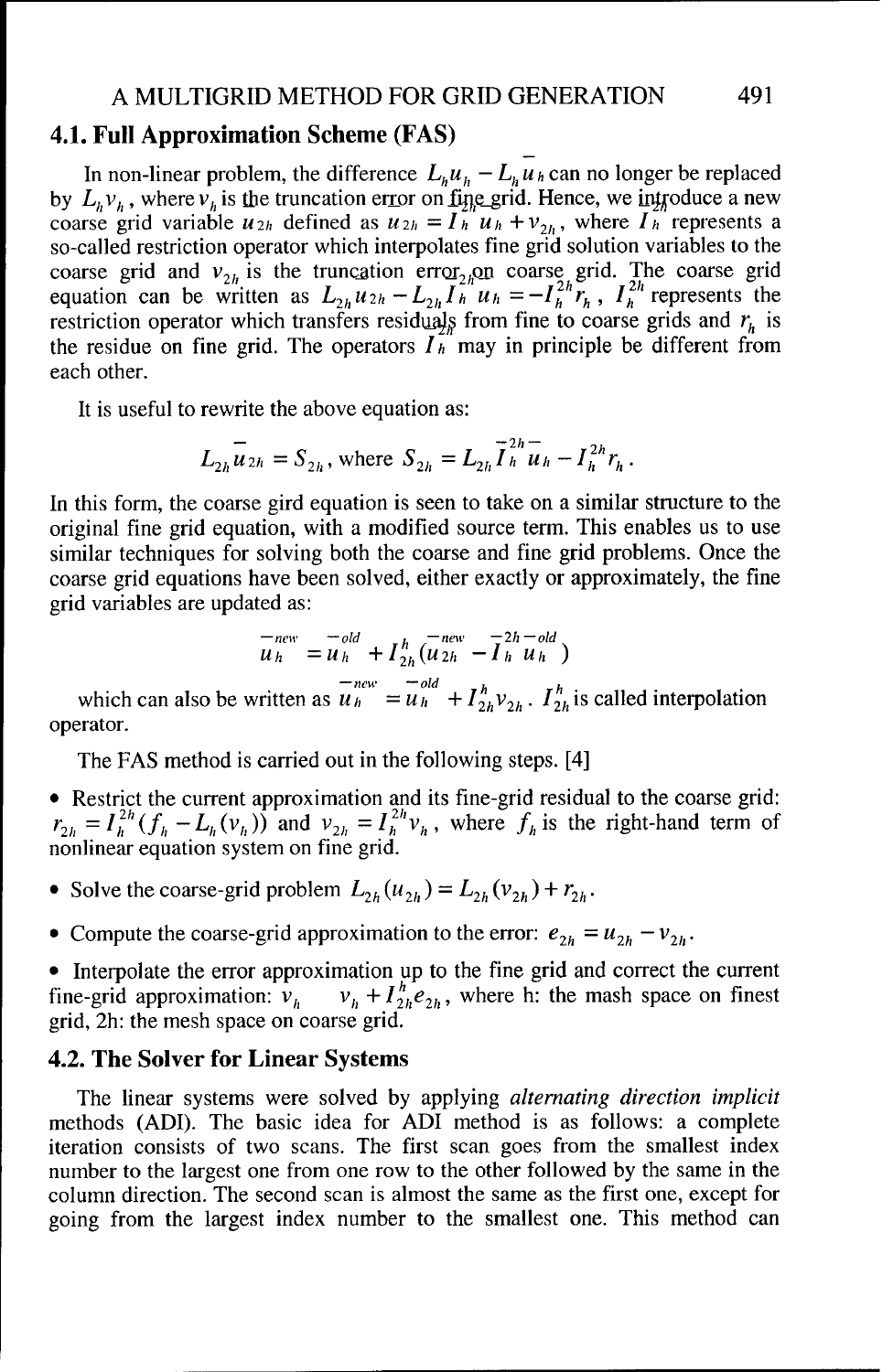## 4.1. Full Approximation Scheme (FAS)

In non-linear problem, the difference $L_h u_h - L_h \bar{u}_h$ can no longer be replaced by $L_h v_h$, where $v_h$ is the truncation error on fine grid. Hence, we introduce a new coarse grid variable $u_{2h}$ defined as $u_{2h} = I_h^{2h} u_h + v_{2h}$, where $I_h^{2h}$ represents a so-called restriction operator which interpolates fine grid solution variables to the coarse grid and $v_{2h}$ is the truncation error on coarse grid. The coarse grid equation can be written as $L_{2h} u_{2h} - L_{2h} \bar{I}_h^{2h} u_h = -I_h^{2h} r_h$, $I_h^{2h}$ represents the restriction operator which transfers residuals from fine to coarse grids and $r_h$ is the residue on fine grid. The operators $I_h^{2h}$ may in principle be different from each other.

It is useful to rewrite the above equation as:

$$L_{2h} \bar{u}_{2h} = S_{2h}, \text{ where } S_{2h} = L_{2h} \bar{I}_h^{2h} \bar{u}_h - I_h^{2h} r_h .$$

In this form, the coarse gird equation is seen to take on a similar structure to the original fine grid equation, with a modified source term. This enables us to use similar techniques for solving both the coarse and fine grid problems. Once the coarse grid equations have been solved, either exactly or approximately, the fine grid variables are updated as:

$$\bar{u}_h^{new} = \bar{u}_h^{old} + I_{2h}^{h} ( \bar{u}_{2h}^{new} - \bar{I}_h^{2h} \bar{u}_h^{old} )$$

which can also be written as $\bar{u}_h^{new} = \bar{u}_h^{old} + I_{2h}^{h} v_{2h}$. $I_{2h}^{h}$ is called interpolation operator.

The FAS method is carried out in the following steps. [4]

- Restrict the current approximation and its fine-grid residual to the coarse grid: $r_{2h} = I_h^{2h}(f_h - L_h(v_h))$ and $v_{2h} = I_h^{2h} v_h$, where $f_h$ is the right-hand term of nonlinear equation system on fine grid.
- Solve the coarse-grid problem $L_{2h}(u_{2h}) = L_{2h}(v_{2h}) + r_{2h}$.
- Compute the coarse-grid approximation to the error: $e_{2h} = u_{2h} - v_{2h}$.
- Interpolate the error approximation up to the fine grid and correct the current fine-grid approximation: $v_h \quad v_h + I_{2h}^{h} e_{2h}$, where h: the mash space on finest grid, 2h: the mesh space on coarse grid.

## 4.2. The Solver for Linear Systems

The linear systems were solved by applying *alternating direction implicit* methods (ADI). The basic idea for ADI method is as follows: a complete iteration consists of two scans. The first scan goes from the smallest index number to the largest one from one row to the other followed by the same in the column direction. The second scan is almost the same as the first one, except for going from the largest index number to the smallest one. This method can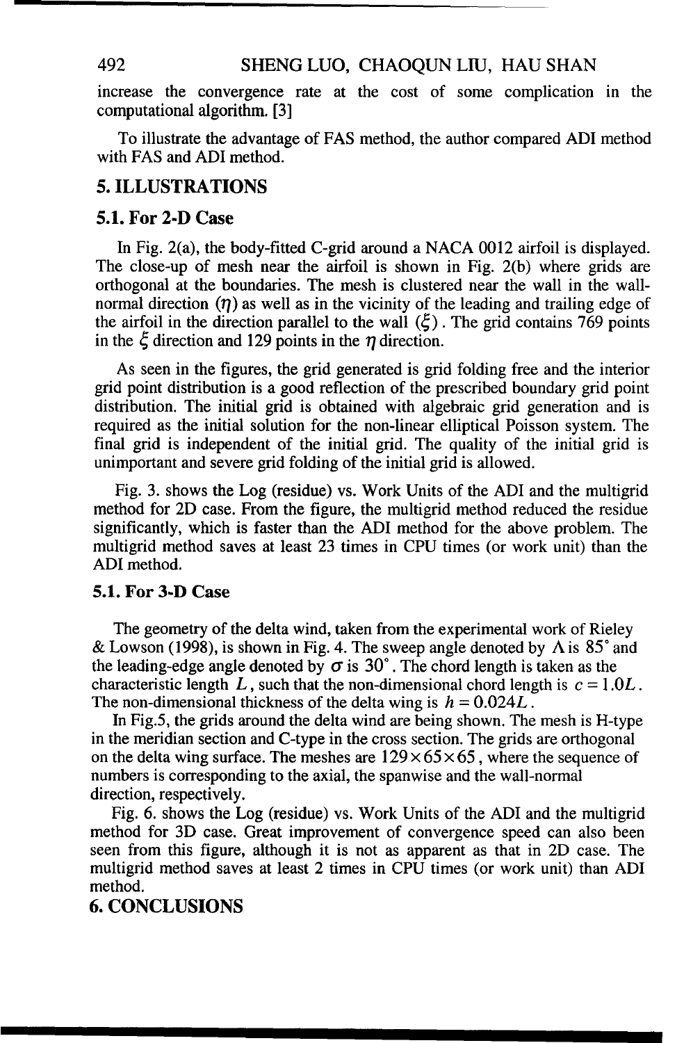increase the convergence rate at the cost of some complication in the computational algorithm. [3]

To illustrate the advantage of FAS method, the author compared ADI method with FAS and ADI method.

## 5. ILLUSTRATIONS

### 5.1. For 2-D Case

In Fig. 2(a), the body-fitted C-grid around a NACA 0012 airfoil is displayed. The close-up of mesh near the airfoil is shown in Fig. 2(b) where grids are orthogonal at the boundaries. The mesh is clustered near the wall in the wall-normal direction ($\eta$) as well as in the vicinity of the leading and trailing edge of the airfoil in the direction parallel to the wall ($\xi$). The grid contains 769 points in the $\xi$ direction and 129 points in the $\eta$ direction.

As seen in the figures, the grid generated is grid folding free and the interior grid point distribution is a good reflection of the prescribed boundary grid point distribution. The initial grid is obtained with algebraic grid generation and is required as the initial solution for the non-linear elliptical Poisson system. The final grid is independent of the initial grid. The quality of the initial grid is unimportant and severe grid folding of the initial grid is allowed.

Fig. 3. shows the Log (residue) vs. Work Units of the ADI and the multigrid method for 2D case. From the figure, the multigrid method reduced the residue significantly, which is faster than the ADI method for the above problem. The multigrid method saves at least 23 times in CPU times (or work unit) than the ADI method.

### 5.1. For 3-D Case

The geometry of the delta wind, taken from the experimental work of Rieley & Lowson (1998), is shown in Fig. 4. The sweep angle denoted by $\Lambda$ is $85^\circ$ and the leading-edge angle denoted by $\sigma$ is $30^\circ$. The chord length is taken as the characteristic length $L$, such that the non-dimensional chord length is $c = 1.0L$. The non-dimensional thickness of the delta wing is $h = 0.024L$.

In Fig.5, the grids around the delta wind are being shown. The mesh is H-type in the meridian section and C-type in the cross section. The grids are orthogonal on the delta wing surface. The meshes are $129 \times 65 \times 65$, where the sequence of numbers is corresponding to the axial, the spanwise and the wall-normal direction, respectively.

Fig. 6. shows the Log (residue) vs. Work Units of the ADI and the multigrid method for 3D case. Great improvement of convergence speed can also been seen from this figure, although it is not as apparent as that in 2D case. The multigrid method saves at least 2 times in CPU times (or work unit) than ADI method.

## 6. CONCLUSIONS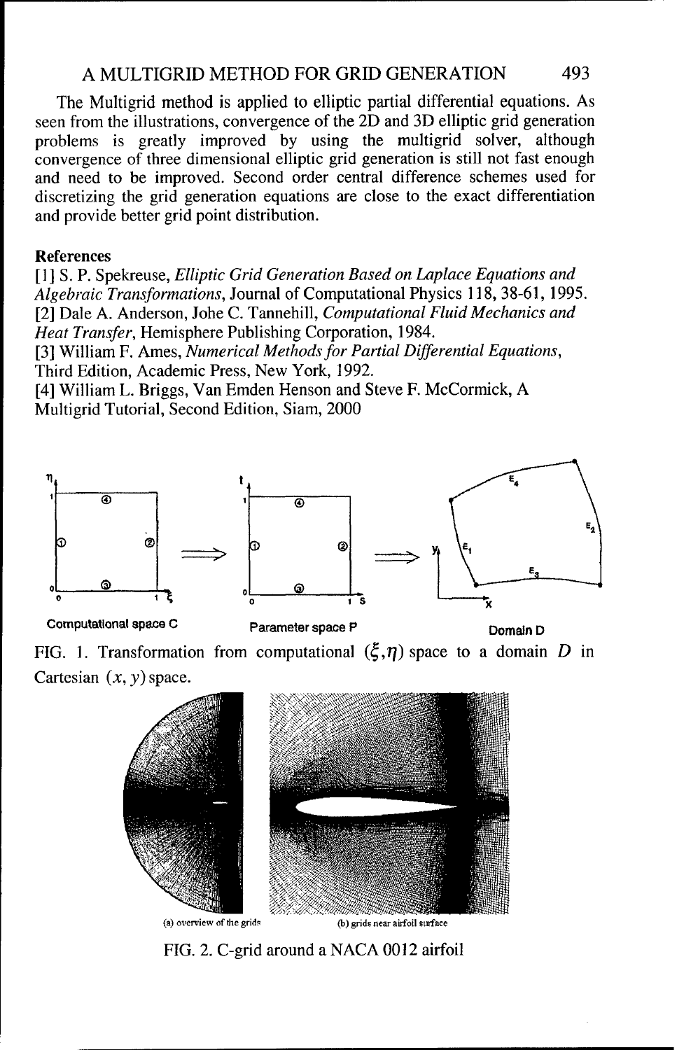The Multigrid method is applied to elliptic partial differential equations. As seen from the illustrations, convergence of the 2D and 3D elliptic grid generation problems is greatly improved by using the multigrid solver, although convergence of three dimensional elliptic grid generation is still not fast enough and need to be improved. Second order central difference schemes used for discretizing the grid generation equations are close to the exact differentiation and provide better grid point distribution.

**References**

[1] S. P. Spekreuse, *Elliptic Grid Generation Based on Laplace Equations and Algebraic Transformations*, Journal of Computational Physics 118, 38-61, 1995.
[2] Dale A. Anderson, Johe C. Tannehill, *Computational Fluid Mechanics and Heat Transfer*, Hemisphere Publishing Corporation, 1984.
[3] William F. Ames, *Numerical Methods for Partial Differential Equations*, Third Edition, Academic Press, New York, 1992.
[4] William L. Briggs, Van Emden Henson and Steve F. McCormick, A Multigrid Tutorial, Second Edition, Siam, 2000

Computational space C — Parameter space P — Domain D

FIG. 1. Transformation from computational $(\xi, \eta)$ space to a domain $D$ in Cartesian $(x, y)$ space.

(a) overview of the grids (b) grids near airfoil surface

FIG. 2. C-grid around a NACA 0012 airfoil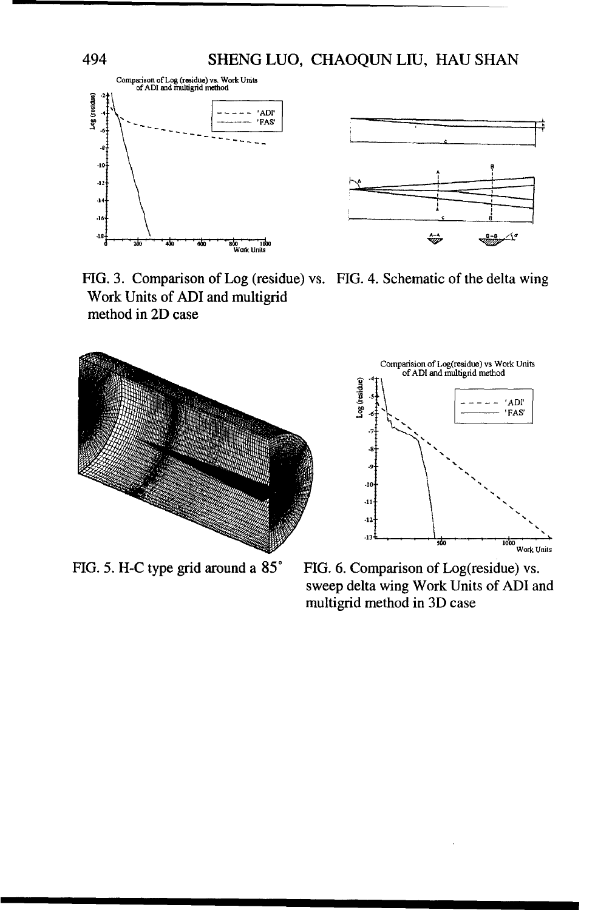Comparison of Log (residue) vs. Work Units of ADI and multigrid method

Log (residue)

-2
-4
-6
-8
-10
-12
-14
-16
-18

0 200 400 600 800 1000
Work Units

'ADI'
'FAS'

FIG. 3. Comparison of Log (residue) vs. Work Units of ADI and multigrid method in 2D case

FIG. 4. Schematic of the delta wing

FIG. 5. H-C type grid around a 85° sweep delta wing

Comparision of Log(residue) vs Work Units of ADI and multigrid method

Log (residue)

-4
-5
-6
-7
-8
-9
-10
-11
-12
-13

500 1000
Work Units

'ADI'
'FAS'

FIG. 6. Comparison of Log(residue) vs. Work Units of ADI and multigrid method in 3D case